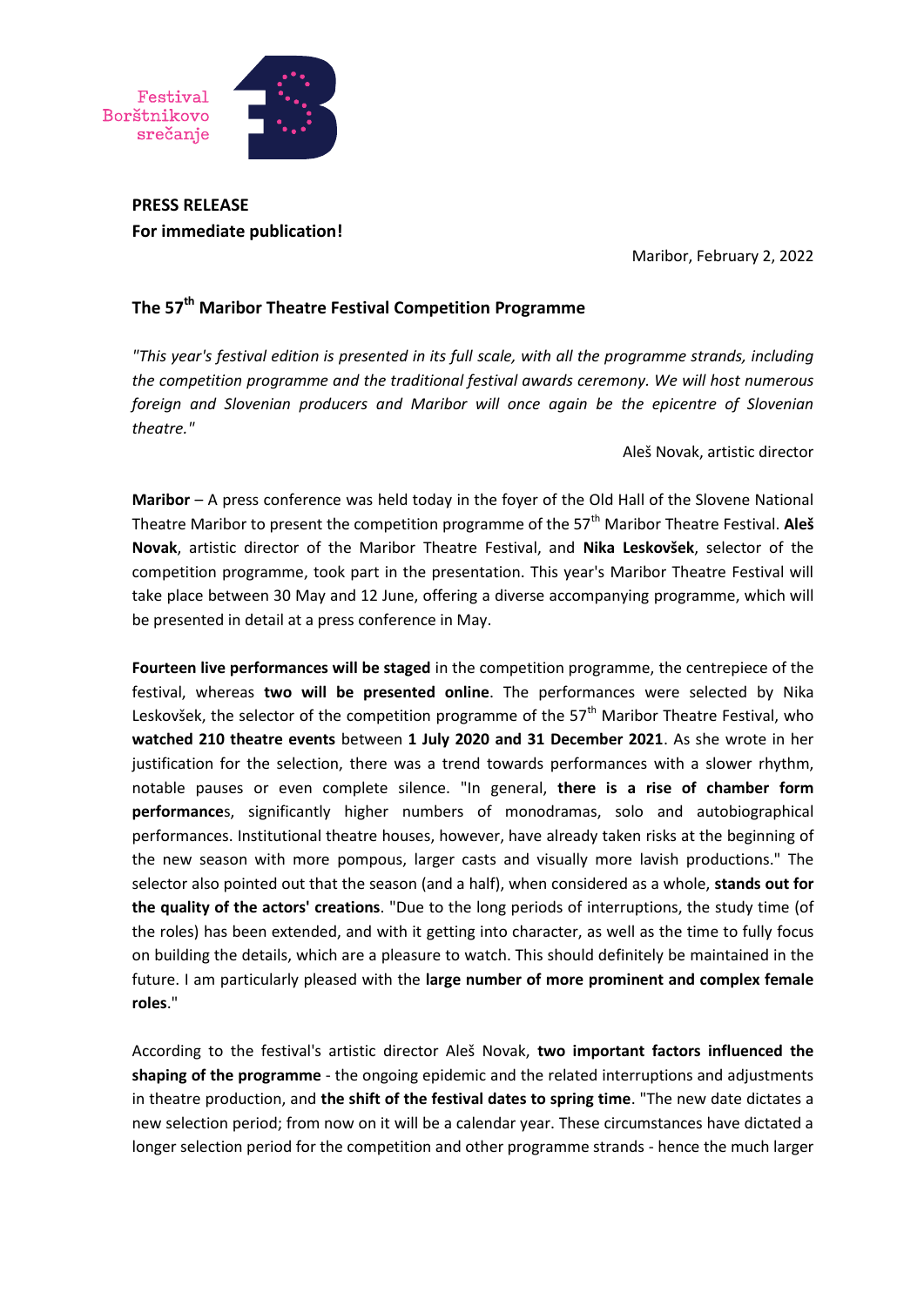Festival Borštnikovo srečanje

**PRESS RELEASE**
**For immediate publication!**

Maribor, February 2, 2022

## The 57th Maribor Theatre Festival Competition Programme

*"This year's festival edition is presented in its full scale, with all the programme strands, including the competition programme and the traditional festival awards ceremony. We will host numerous foreign and Slovenian producers and Maribor will once again be the epicentre of Slovenian theatre."*

Aleš Novak, artistic director

**Maribor** – A press conference was held today in the foyer of the Old Hall of the Slovene National Theatre Maribor to present the competition programme of the 57th Maribor Theatre Festival. **Aleš Novak**, artistic director of the Maribor Theatre Festival, and **Nika Leskovšek**, selector of the competition programme, took part in the presentation. This year's Maribor Theatre Festival will take place between 30 May and 12 June, offering a diverse accompanying programme, which will be presented in detail at a press conference in May.

**Fourteen live performances will be staged** in the competition programme, the centrepiece of the festival, whereas **two will be presented online**. The performances were selected by Nika Leskovšek, the selector of the competition programme of the 57th Maribor Theatre Festival, who **watched 210 theatre events** between **1 July 2020 and 31 December 2021**. As she wrote in her justification for the selection, there was a trend towards performances with a slower rhythm, notable pauses or even complete silence. "In general, **there is a rise of chamber form performance**s, significantly higher numbers of monodramas, solo and autobiographical performances. Institutional theatre houses, however, have already taken risks at the beginning of the new season with more pompous, larger casts and visually more lavish productions." The selector also pointed out that the season (and a half), when considered as a whole, **stands out for the quality of the actors' creations**. "Due to the long periods of interruptions, the study time (of the roles) has been extended, and with it getting into character, as well as the time to fully focus on building the details, which are a pleasure to watch. This should definitely be maintained in the future. I am particularly pleased with the **large number of more prominent and complex female roles**."

According to the festival's artistic director Aleš Novak, **two important factors influenced the shaping of the programme** - the ongoing epidemic and the related interruptions and adjustments in theatre production, and **the shift of the festival dates to spring time**. "The new date dictates a new selection period; from now on it will be a calendar year. These circumstances have dictated a longer selection period for the competition and other programme strands - hence the much larger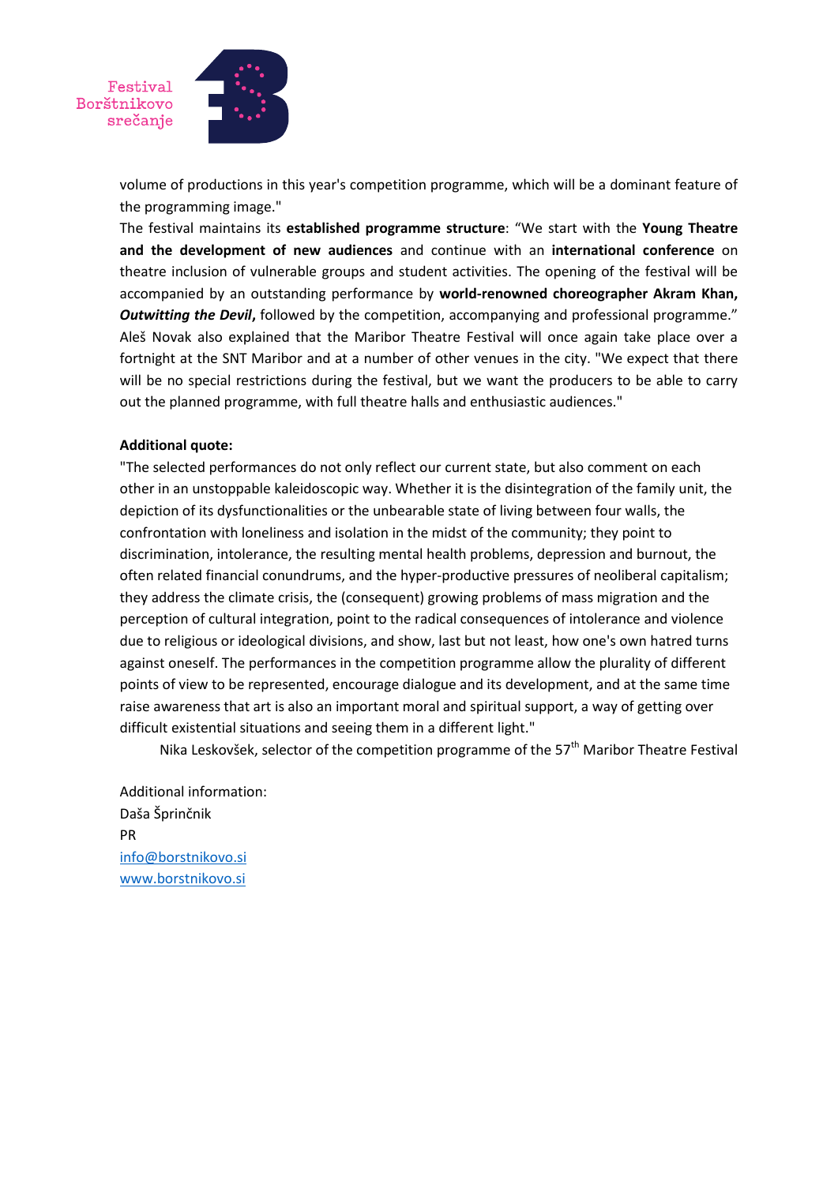volume of productions in this year's competition programme, which will be a dominant feature of the programming image."

The festival maintains its **established programme structure**: "We start with the **Young Theatre and the development of new audiences** and continue with an **international conference** on theatre inclusion of vulnerable groups and student activities. The opening of the festival will be accompanied by an outstanding performance by **world-renowned choreographer Akram Khan, *Outwitting the Devil*,** followed by the competition, accompanying and professional programme."

Aleš Novak also explained that the Maribor Theatre Festival will once again take place over a fortnight at the SNT Maribor and at a number of other venues in the city. "We expect that there will be no special restrictions during the festival, but we want the producers to be able to carry out the planned programme, with full theatre halls and enthusiastic audiences."

**Additional quote:**

"The selected performances do not only reflect our current state, but also comment on each other in an unstoppable kaleidoscopic way. Whether it is the disintegration of the family unit, the depiction of its dysfunctionalities or the unbearable state of living between four walls, the confrontation with loneliness and isolation in the midst of the community; they point to discrimination, intolerance, the resulting mental health problems, depression and burnout, the often related financial conundrums, and the hyper-productive pressures of neoliberal capitalism; they address the climate crisis, the (consequent) growing problems of mass migration and the perception of cultural integration, point to the radical consequences of intolerance and violence due to religious or ideological divisions, and show, last but not least, how one's own hatred turns against oneself. The performances in the competition programme allow the plurality of different points of view to be represented, encourage dialogue and its development, and at the same time raise awareness that art is also an important moral and spiritual support, a way of getting over difficult existential situations and seeing them in a different light."

Nika Leskovšek, selector of the competition programme of the 57th Maribor Theatre Festival

Additional information:
Daša Šprinčnik
PR
info@borstnikovo.si
www.borstnikovo.si